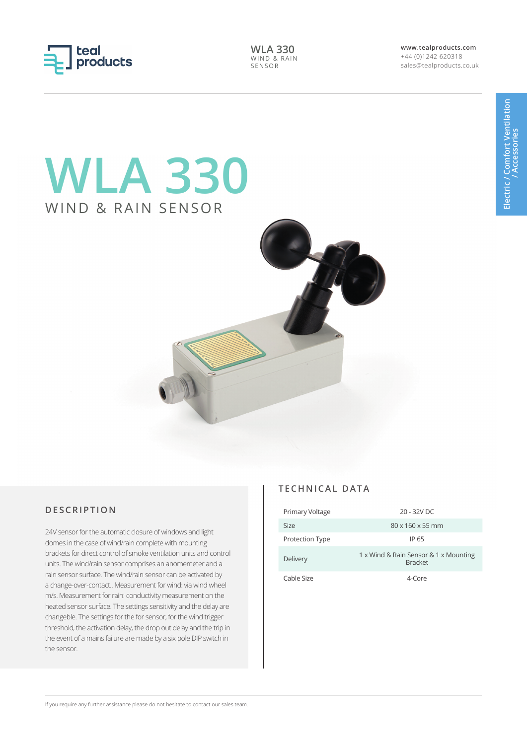# WLA 330

WIND & RAIN SENSOR

## DESCRIPTION

24V sensor for the automatic closure of windows and light domes in the case of wind/rain complete with mounting brackets for direct control of smoke ventilation units and control units. The wind/rain sensor comprises an anomemeter and a rain sensor surface. The wind/rain sensor can be activated by a change-over-contact.. Measurement for wind: via wind wheel m/s. Measurement for rain: conductivity measurement on the heated sensor surface. The settings sensitivity and the delay are changeble. The settings for the for sensor, for the wind trigger threshold, the activation delay, the drop out delay and the trip in the event of a mains failure are made by a six pole DIP switch in the sensor.

## TECHNICAL DATA

| | |
|---|---|
| Primary Voltage | 20 - 32V DC |
| Size | 80 x 160 x 55 mm |
| Protection Type | IP 65 |
| Delivery | 1 x Wind & Rain Sensor & 1 x Mounting Bracket |
| Cable Size | 4-Core |

If you require any further assistance please do not hesitate to contact our sales team.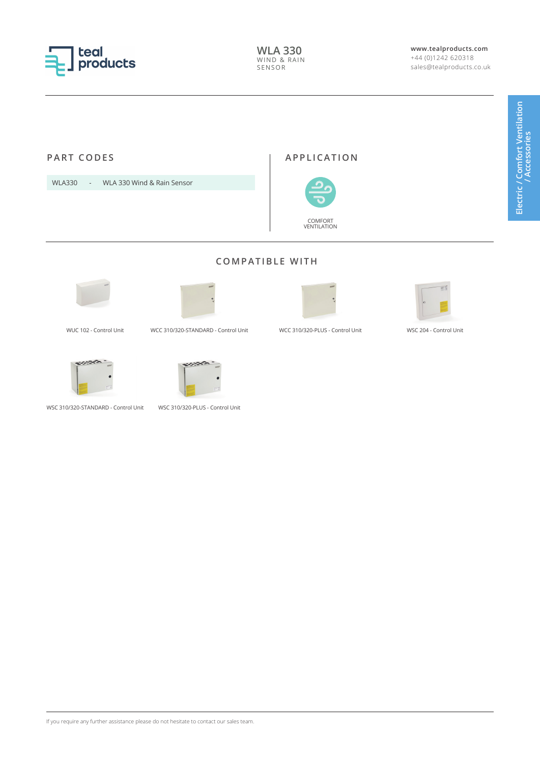# WLA 330

WIND & RAIN SENSOR

www.tealproducts.com
+44 (0)1242 620318
sales@tealproducts.co.uk

Electric / Comfort Ventilation / Accessories

## PART CODES

| | | |
|---|---|---|
| WLA330 | - | WLA 330 Wind & Rain Sensor |

## APPLICATION

COMFORT VENTILATION

## COMPATIBLE WITH

WUC 102 - Control Unit

WCC 310/320-STANDARD - Control Unit

WCC 310/320-PLUS - Control Unit

WSC 204 - Control Unit

WSC 310/320-STANDARD - Control Unit

WSC 310/320-PLUS - Control Unit

If you require any further assistance please do not hesitate to contact our sales team.